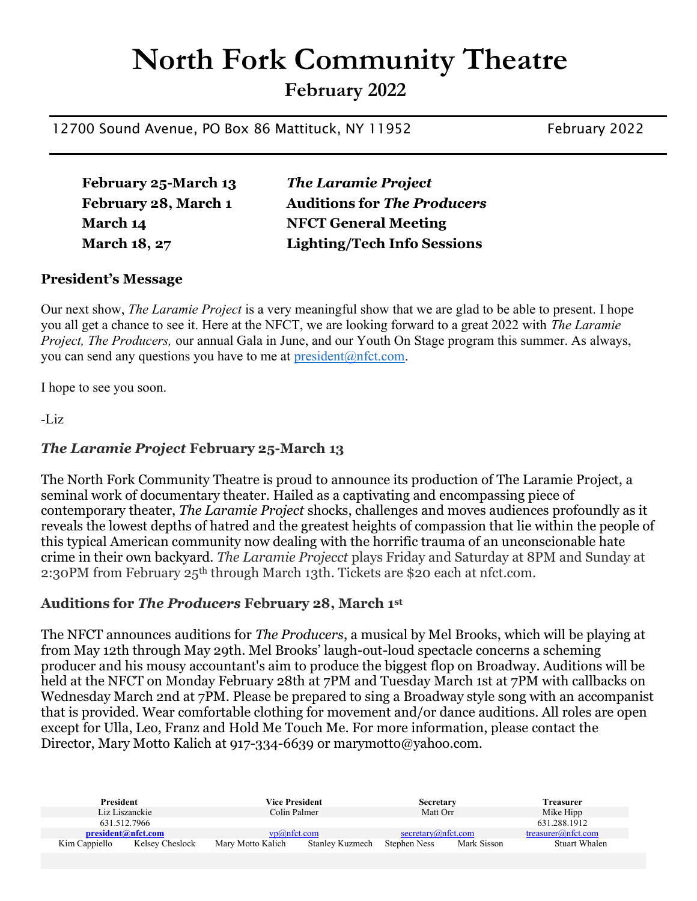# North Fork Community Theatre

## February 2022

12700 Sound Avenue, PO Box 86 Mattituck, NY 11952 February 2022

| | |
|---|---|
| **February 25-March 13** | ***The Laramie Project*** |
| **February 28, March 1** | **Auditions for *The Producers*** |
| **March 14** | **NFCT General Meeting** |
| **March 18, 27** | **Lighting/Tech Info Sessions** |

### President's Message

Our next show, *The Laramie Project* is a very meaningful show that we are glad to be able to present. I hope you all get a chance to see it. Here at the NFCT, we are looking forward to a great 2022 with *The Laramie Project, The Producers,* our annual Gala in June, and our Youth On Stage program this summer. As always, you can send any questions you have to me at president@nfct.com.

I hope to see you soon.

-Liz

### *The Laramie Project* February 25-March 13

The North Fork Community Theatre is proud to announce its production of The Laramie Project, a seminal work of documentary theater. Hailed as a captivating and encompassing piece of contemporary theater, *The Laramie Project* shocks, challenges and moves audiences profoundly as it reveals the lowest depths of hatred and the greatest heights of compassion that lie within the people of this typical American community now dealing with the horrific trauma of an unconscionable hate crime in their own backyard. *The Laramie Projecct* plays Friday and Saturday at 8PM and Sunday at 2:30PM from February 25th through March 13th. Tickets are $20 each at nfct.com.

### Auditions for *The Producers* February 28, March 1st

The NFCT announces auditions for *The Producers*, a musical by Mel Brooks, which will be playing at from May 12th through May 29th. Mel Brooks' laugh-out-loud spectacle concerns a scheming producer and his mousy accountant's aim to produce the biggest flop on Broadway. Auditions will be held at the NFCT on Monday February 28th at 7PM and Tuesday March 1st at 7PM with callbacks on Wednesday March 2nd at 7PM. Please be prepared to sing a Broadway style song with an accompanist that is provided. Wear comfortable clothing for movement and/or dance auditions. All roles are open except for Ulla, Leo, Franz and Hold Me Touch Me. For more information, please contact the Director, Mary Motto Kalich at 917-334-6639 or marymotto@yahoo.com.

| President | Vice President | Secretary | Treasurer |
|---|---|---|---|
| Liz Liszanckie | Colin Palmer | Matt Orr | Mike Hipp |
| 631.512.7966 | | | 631.288.1912 |
| **president@nfct.com** | vp@nfct.com | secretary@nfct.com | treasurer@nfct.com |

Kim Cappiello, Kelsey Cheslock, Mary Motto Kalich, Stanley Kuzmech, Stephen Ness, Mark Sisson, Stuart Whalen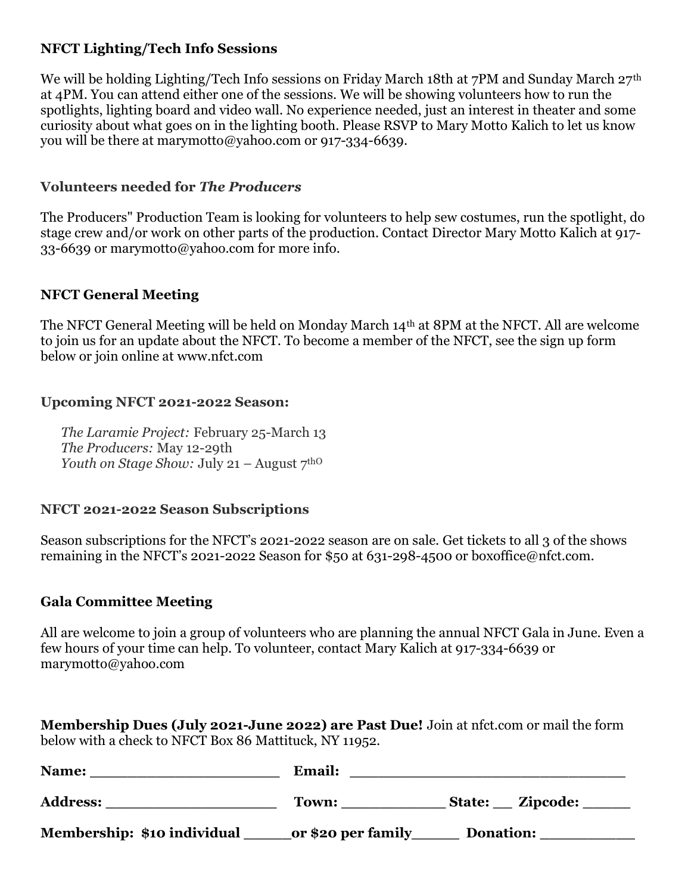### NFCT Lighting/Tech Info Sessions

We will be holding Lighting/Tech Info sessions on Friday March 18th at 7PM and Sunday March 27th at 4PM. You can attend either one of the sessions. We will be showing volunteers how to run the spotlights, lighting board and video wall. No experience needed, just an interest in theater and some curiosity about what goes on in the lighting booth. Please RSVP to Mary Motto Kalich to let us know you will be there at marymotto@yahoo.com or 917-334-6639.

### Volunteers needed for *The Producers*

The Producers" Production Team is looking for volunteers to help sew costumes, run the spotlight, do stage crew and/or work on other parts of the production. Contact Director Mary Motto Kalich at 917-33-6639 or marymotto@yahoo.com for more info.

### NFCT General Meeting

The NFCT General Meeting will be held on Monday March 14th at 8PM at the NFCT. All are welcome to join us for an update about the NFCT. To become a member of the NFCT, see the sign up form below or join online at www.nfct.com

### Upcoming NFCT 2021-2022 Season:

*The Laramie Project:* February 25-March 13
*The Producers:* May 12-29th
*Youth on Stage Show:* July 21 – August 7thO

### NFCT 2021-2022 Season Subscriptions

Season subscriptions for the NFCT's 2021-2022 season are on sale. Get tickets to all 3 of the shows remaining in the NFCT's 2021-2022 Season for $50 at 631-298-4500 or boxoffice@nfct.com.

### Gala Committee Meeting

All are welcome to join a group of volunteers who are planning the annual NFCT Gala in June. Even a few hours of your time can help. To volunteer, contact Mary Kalich at 917-334-6639 or marymotto@yahoo.com

**Membership Dues (July 2021-June 2022) are Past Due!** Join at nfct.com or mail the form below with a check to NFCT Box 86 Mattituck, NY 11952.

**Name:** ______________________ **Email:** ________________________________

**Address:** ____________________ **Town:** ____________ **State:** __ **Zipcode:** _____

**Membership: $10 individual _____or $20 per family_____ Donation:** __________